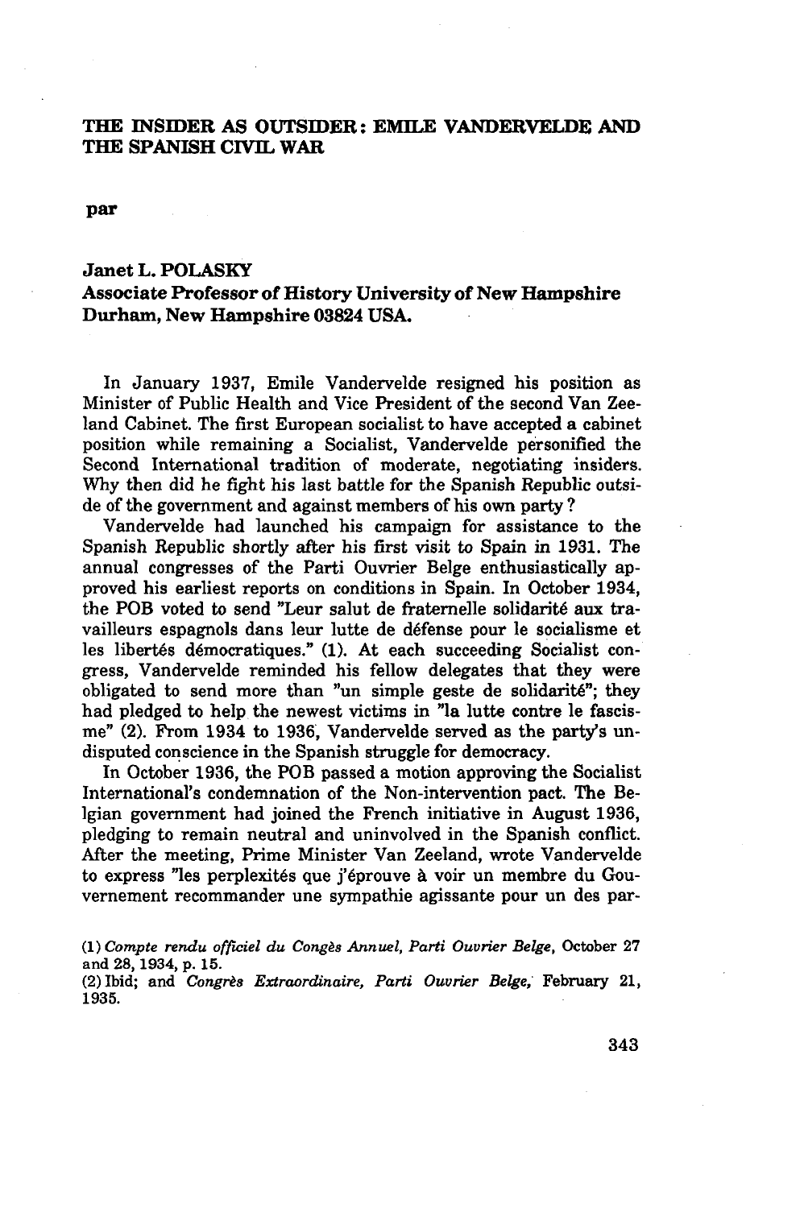# THE INSIDER AS OUTSIDER: EMILE VANDERVELDE AND THE SPANISH CIVIL WAR

par

**Janet L. POLASKY**
**Associate Professor of History University of New Hampshire Durham, New Hampshire 03824 USA.**

In January 1937, Emile Vandervelde resigned his position as Minister of Public Health and Vice President of the second Van Zeeland Cabinet. The first European socialist to have accepted a cabinet position while remaining a Socialist, Vandervelde personified the Second International tradition of moderate, negotiating insiders. Why then did he fight his last battle for the Spanish Republic outside of the government and against members of his own party?

Vandervelde had launched his campaign for assistance to the Spanish Republic shortly after his first visit to Spain in 1931. The annual congresses of the Parti Ouvrier Belge enthusiastically approved his earliest reports on conditions in Spain. In October 1934, the POB voted to send "Leur salut de fraternelle solidarité aux travailleurs espagnols dans leur lutte de défense pour le socialisme et les libertés démocratiques." (1). At each succeeding Socialist congress, Vandervelde reminded his fellow delegates that they were obligated to send more than "un simple geste de solidarité"; they had pledged to help the newest victims in "la lutte contre le fascisme" (2). From 1934 to 1936, Vandervelde served as the party's undisputed conscience in the Spanish struggle for democracy.

In October 1936, the POB passed a motion approving the Socialist International's condemnation of the Non-intervention pact. The Belgian government had joined the French initiative in August 1936, pledging to remain neutral and uninvolved in the Spanish conflict. After the meeting, Prime Minister Van Zeeland, wrote Vandervelde to express "les perplexités que j'éprouve à voir un membre du Gouvernement recommander une sympathie agissante pour un des par-

(1) *Compte rendu officiel du Congès Annuel, Parti Ouvrier Belge*, October 27 and 28, 1934, p. 15.
(2) Ibid; and *Congrès Extraordinaire, Parti Ouvrier Belge*, February 21, 1935.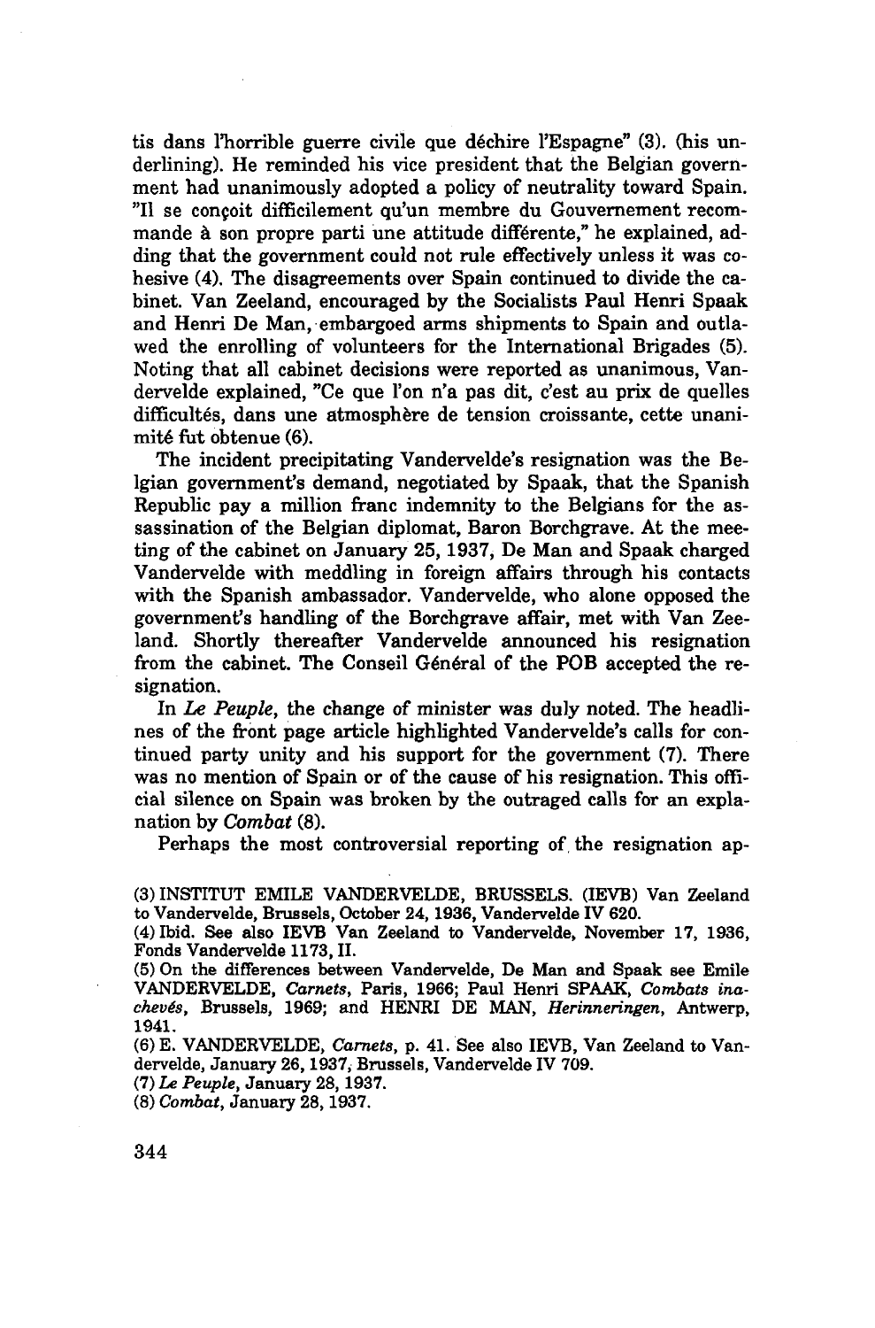tis dans l'horrible guerre civile que déchire l'Espagne" (3). (his underlining). He reminded his vice president that the Belgian government had unanimously adopted a policy of neutrality toward Spain. "Il se conçoit difficilement qu'un membre du Gouvernement recommande à son propre parti une attitude différente," he explained, adding that the government could not rule effectively unless it was cohesive (4). The disagreements over Spain continued to divide the cabinet. Van Zeeland, encouraged by the Socialists Paul Henri Spaak and Henri De Man, embargoed arms shipments to Spain and outlawed the enrolling of volunteers for the International Brigades (5). Noting that all cabinet decisions were reported as unanimous, Vandervelde explained, "Ce que l'on n'a pas dit, c'est au prix de quelles difficultés, dans une atmosphère de tension croissante, cette unanimité fut obtenue (6).

The incident precipitating Vandervelde's resignation was the Belgian government's demand, negotiated by Spaak, that the Spanish Republic pay a million franc indemnity to the Belgians for the assassination of the Belgian diplomat, Baron Borchgrave. At the meeting of the cabinet on January 25, 1937, De Man and Spaak charged Vandervelde with meddling in foreign affairs through his contacts with the Spanish ambassador. Vandervelde, who alone opposed the government's handling of the Borchgrave affair, met with Van Zeeland. Shortly thereafter Vandervelde announced his resignation from the cabinet. The Conseil Général of the POB accepted the resignation.

In *Le Peuple*, the change of minister was duly noted. The headlines of the front page article highlighted Vandervelde's calls for continued party unity and his support for the government (7). There was no mention of Spain or of the cause of his resignation. This official silence on Spain was broken by the outraged calls for an explanation by *Combat* (8).

Perhaps the most controversial reporting of the resignation ap-

(3) INSTITUT EMILE VANDERVELDE, BRUSSELS. (IEVB) Van Zeeland to Vandervelde, Brussels, October 24, 1936, Vandervelde IV 620.

(4) Ibid. See also IEVB Van Zeeland to Vandervelde, November 17, 1936, Fonds Vandervelde 1173, II.

(5) On the differences between Vandervelde, De Man and Spaak see Emile VANDERVELDE, *Carnets*, Paris, 1966; Paul Henri SPAAK, *Combats inachevés*, Brussels, 1969; and HENRI DE MAN, *Herinneringen*, Antwerp, 1941.

(6) E. VANDERVELDE, *Carnets*, p. 41. See also IEVB, Van Zeeland to Vandervelde, January 26, 1937, Brussels, Vandervelde IV 709.

(7) *Le Peuple*, January 28, 1937.

(8) *Combat*, January 28, 1937.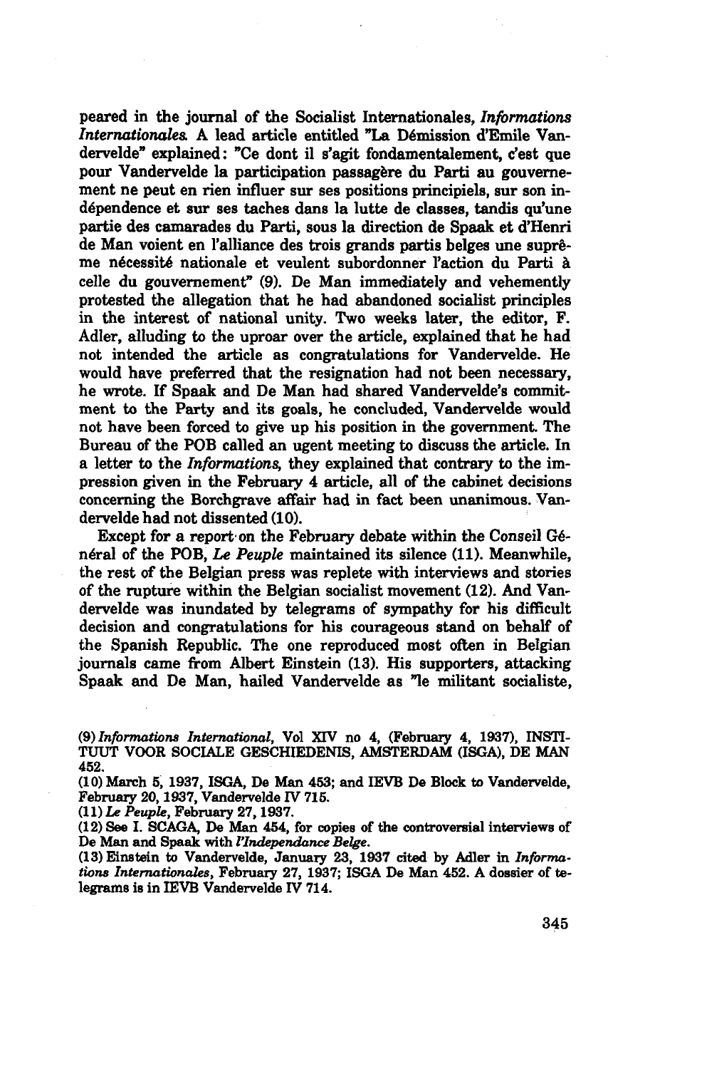peared in the journal of the Socialist Internationales, *Informations Internationales*. A lead article entitled "La Démission d'Emile Vandervelde" explained: "Ce dont il s'agit fondamentalement, c'est que pour Vandervelde la participation passagère du Parti au gouvernement ne peut en rien influer sur ses positions principiels, sur son indépendence et sur ses taches dans la lutte de classes, tandis qu'une partie des camarades du Parti, sous la direction de Spaak et d'Henri de Man voient en l'alliance des trois grands partis belges une suprême nécessité nationale et veulent subordonner l'action du Parti à celle du gouvernement" (9). De Man immediately and vehemently protested the allegation that he had abandoned socialist principles in the interest of national unity. Two weeks later, the editor, F. Adler, alluding to the uproar over the article, explained that he had not intended the article as congratulations for Vandervelde. He would have preferred that the resignation had not been necessary, he wrote. If Spaak and De Man had shared Vandervelde's commitment to the Party and its goals, he concluded, Vandervelde would not have been forced to give up his position in the government. The Bureau of the POB called an ugent meeting to discuss the article. In a letter to the *Informations*, they explained that contrary to the impression given in the February 4 article, all of the cabinet decisions concerning the Borchgrave affair had in fact been unanimous. Vandervelde had not dissented (10).

Except for a report on the February debate within the Conseil Général of the POB, *Le Peuple* maintained its silence (11). Meanwhile, the rest of the Belgian press was replete with interviews and stories of the rupture within the Belgian socialist movement (12). And Vandervelde was inundated by telegrams of sympathy for his difficult decision and congratulations for his courageous stand on behalf of the Spanish Republic. The one reproduced most often in Belgian journals came from Albert Einstein (13). His supporters, attacking Spaak and De Man, hailed Vandervelde as "le militant socialiste,

(9) *Informations International*, Vol XIV no 4, (February 4, 1937), INSTITUUT VOOR SOCIALE GESCHIEDENIS, AMSTERDAM (ISGA), DE MAN 452.

(10) March 5, 1937, ISGA, De Man 453; and IEVB De Block to Vandervelde, February 20, 1937, Vandervelde IV 715.

(11) *Le Peuple*, February 27, 1937.

(12) See I. SCAGA, De Man 454, for copies of the controversial interviews of De Man and Spaak with *l'Independance Belge*.

(13) Einstein to Vandervelde, January 23, 1937 cited by Adler in *Informations Internationales*, February 27, 1937; ISGA De Man 452. A dossier of telegrams is in IEVB Vandervelde IV 714.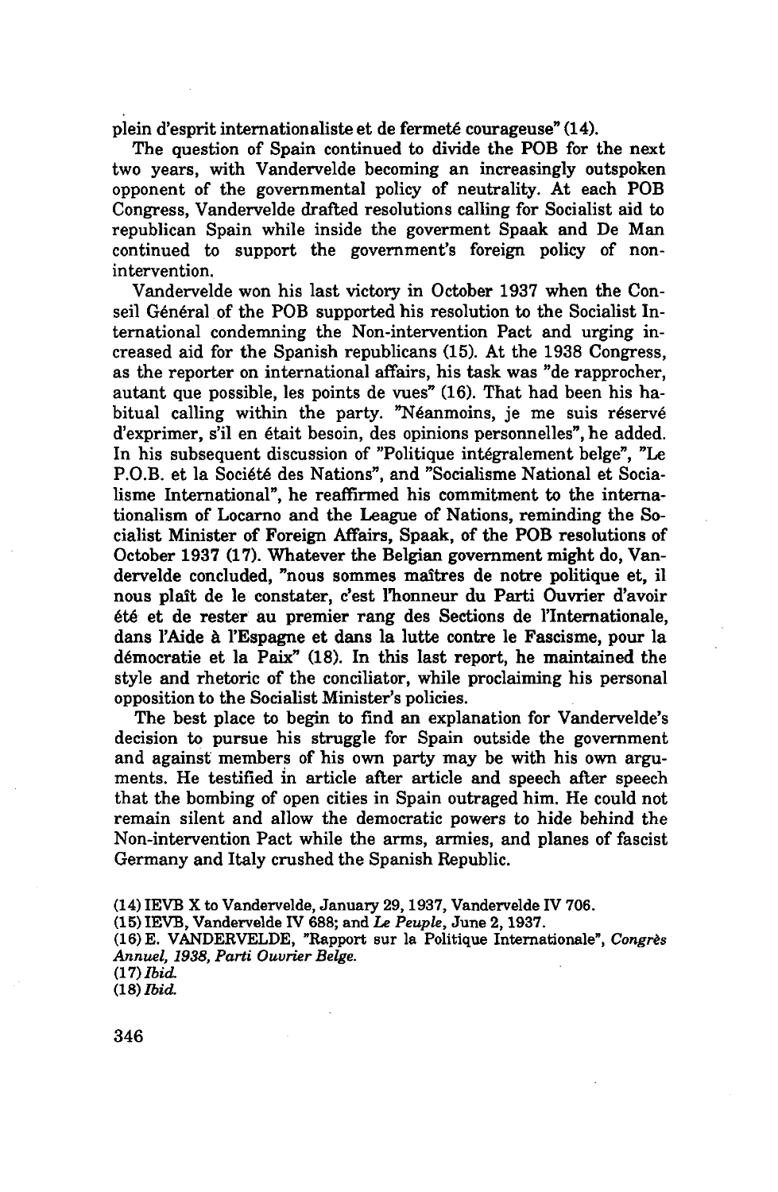plein d'esprit internationaliste et de fermeté courageuse" (14).

The question of Spain continued to divide the POB for the next two years, with Vandervelde becoming an increasingly outspoken opponent of the governmental policy of neutrality. At each POB Congress, Vandervelde drafted resolutions calling for Socialist aid to republican Spain while inside the goverment Spaak and De Man continued to support the government's foreign policy of non-intervention.

Vandervelde won his last victory in October 1937 when the Conseil Général of the POB supported his resolution to the Socialist International condemning the Non-intervention Pact and urging increased aid for the Spanish republicans (15). At the 1938 Congress, as the reporter on international affairs, his task was "de rapprocher, autant que possible, les points de vues" (16). That had been his habitual calling within the party. "Néanmoins, je me suis réservé d'exprimer, s'il en était besoin, des opinions personnelles", he added. In his subsequent discussion of "Politique intégralement belge", "Le P.O.B. et la Société des Nations", and "Socialisme National et Socialisme International", he reaffirmed his commitment to the internationalism of Locarno and the League of Nations, reminding the Socialist Minister of Foreign Affairs, Spaak, of the POB resolutions of October 1937 (17). Whatever the Belgian government might do, Vandervelde concluded, "nous sommes maîtres de notre politique et, il nous plaît de le constater, c'est l'honneur du Parti Ouvrier d'avoir été et de rester au premier rang des Sections de l'Internationale, dans l'Aide à l'Espagne et dans la lutte contre le Fascisme, pour la démocratie et la Paix" (18). In this last report, he maintained the style and rhetoric of the conciliator, while proclaiming his personal opposition to the Socialist Minister's policies.

The best place to begin to find an explanation for Vandervelde's decision to pursue his struggle for Spain outside the government and against members of his own party may be with his own arguments. He testified in article after article and speech after speech that the bombing of open cities in Spain outraged him. He could not remain silent and allow the democratic powers to hide behind the Non-intervention Pact while the arms, armies, and planes of fascist Germany and Italy crushed the Spanish Republic.

(14) IEVB X to Vandervelde, January 29, 1937, Vandervelde IV 706.

(15) IEVB, Vandervelde IV 688; and *Le Peuple*, June 2, 1937.

(16) E. VANDERVELDE, "Rapport sur la Politique Internationale", *Congrès Annuel, 1938, Parti Ouvrier Belge.*

(17) *Ibid.*

(18) *Ibid.*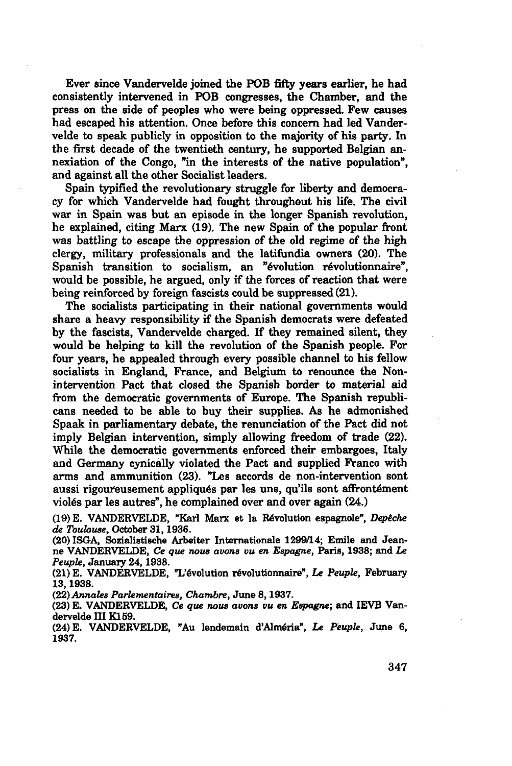Ever since Vandervelde joined the POB fifty years earlier, he had consistently intervened in POB congresses, the Chamber, and the press on the side of peoples who were being oppressed. Few causes had escaped his attention. Once before this concern had led Vandervelde to speak publicly in opposition to the majority of his party. In the first decade of the twentieth century, he supported Belgian annexiation of the Congo, "in the interests of the native population", and against all the other Socialist leaders.

Spain typified the revolutionary struggle for liberty and democracy for which Vandervelde had fought throughout his life. The civil war in Spain was but an episode in the longer Spanish revolution, he explained, citing Marx (19). The new Spain of the popular front was battling to escape the oppression of the old regime of the high clergy, military professionals and the latifundia owners (20). The Spanish transition to socialism, an "évolution révolutionnaire", would be possible, he argued, only if the forces of reaction that were being reinforced by foreign fascists could be suppressed (21).

The socialists participating in their national governments would share a heavy responsibility if the Spanish democrats were defeated by the fascists, Vandervelde charged. If they remained silent, they would be helping to kill the revolution of the Spanish people. For four years, he appealed through every possible channel to his fellow socialists in England, France, and Belgium to renounce the Non-intervention Pact that closed the Spanish border to material aid from the democratic governments of Europe. The Spanish republicans needed to be able to buy their supplies. As he admonished Spaak in parliamentary debate, the renunciation of the Pact did not imply Belgian intervention, simply allowing freedom of trade (22). While the democratic governments enforced their embargoes, Italy and Germany cynically violated the Pact and supplied Franco with arms and ammunition (23). "Les accords de non-intervention sont aussi rigoureusement appliqués par les uns, qu'ils sont affrontément violés par les autres", he complained over and over again (24.)

(19) E. VANDERVELDE, "Karl Marx et la Révolution espagnole", *Depêche de Toulouse*, October 31, 1936.

(20) ISGA, Sozialistische Arbeiter Internationale 1299/14; Emile and Jeanne VANDERVELDE, *Ce que nous avons vu en Espagne*, Paris, 1938; and *Le Peuple*, January 24, 1938.

(21) E. VANDERVELDE, "L'évolution révolutionnaire", *Le Peuple*, February 13, 1938.

(22) *Annales Parlementaires, Chambre*, June 8, 1937.

(23) E. VANDERVELDE, *Ce que nous avons vu en Espagne*; and IEVB Vandervelde III K159.

(24) E. VANDERVELDE, "Au lendemain d'Alméria", *Le Peuple*, June 6, 1937.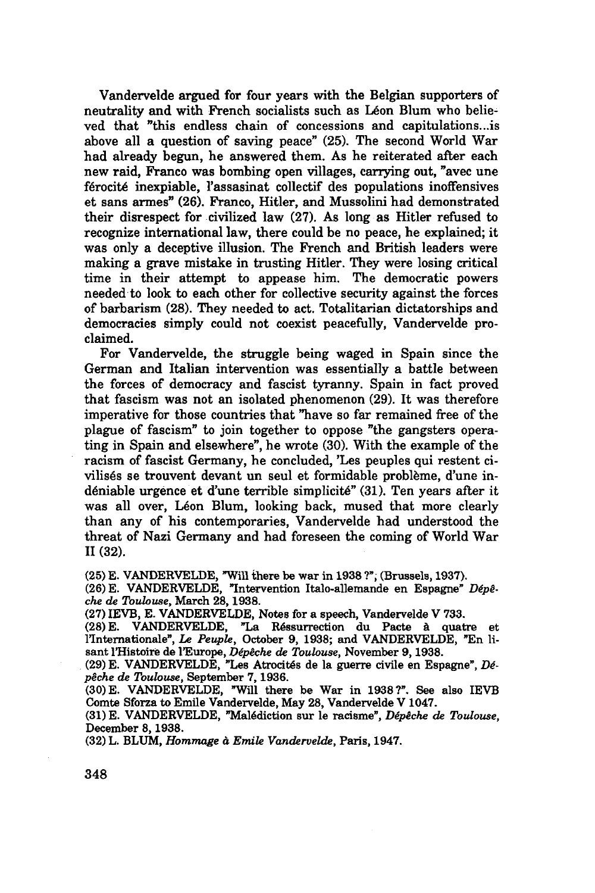Vandervelde argued for four years with the Belgian supporters of neutrality and with French socialists such as Léon Blum who believed that "this endless chain of concessions and capitulations...is above all a question of saving peace" (25). The second World War had already begun, he answered them. As he reiterated after each new raid, Franco was bombing open villages, carrying out, "avec une férocité inexpiable, l'assasinat collectif des populations inoffensives et sans armes" (26). Franco, Hitler, and Mussolini had demonstrated their disrespect for civilized law (27). As long as Hitler refused to recognize international law, there could be no peace, he explained; it was only a deceptive illusion. The French and British leaders were making a grave mistake in trusting Hitler. They were losing critical time in their attempt to appease him. The democratic powers needed to look to each other for collective security against the forces of barbarism (28). They needed to act. Totalitarian dictatorships and democracies simply could not coexist peacefully, Vandervelde proclaimed.

For Vandervelde, the struggle being waged in Spain since the German and Italian intervention was essentially a battle between the forces of democracy and fascist tyranny. Spain in fact proved that fascism was not an isolated phenomenon (29). It was therefore imperative for those countries that "have so far remained free of the plague of fascism" to join together to oppose "the gangsters operating in Spain and elsewhere", he wrote (30). With the example of the racism of fascist Germany, he concluded, 'Les peuples qui restent civilisés se trouvent devant un seul et formidable problème, d'une indéniable urgence et d'une terrible simplicité" (31). Ten years after it was all over, Léon Blum, looking back, mused that more clearly than any of his contemporaries, Vandervelde had understood the threat of Nazi Germany and had foreseen the coming of World War II (32).

(25) E. VANDERVELDE, "Will there be war in 1938 ?", (Brussels, 1937).

(26) E. VANDERVELDE, "Intervention Italo-allemande en Espagne" *Dépêche de Toulouse*, March 28, 1938.

(27) IEVB, E. VANDERVELDE, Notes for a speech, Vandervelde V 733.

(28) E. VANDERVELDE, "La Réssurrection du Pacte à quatre et l'Internationale", *Le Peuple*, October 9, 1938; and VANDERVELDE, "En lisant l'Histoire de l'Europe, *Dépêche de Toulouse*, November 9, 1938.

(29) E. VANDERVELDE, "Les Atrocités de la guerre civile en Espagne", *Dépêche de Toulouse*, September 7, 1936.

(30) E. VANDERVELDE, "Will there be War in 1938 ?". See also IEVB Comte Sforza to Emile Vandervelde, May 28, Vandervelde V 1047.

(31) E. VANDERVELDE, "Malédiction sur le racisme", *Dépêche de Toulouse*, December 8, 1938.

(32) L. BLUM, *Hommage à Emile Vandervelde*, Paris, 1947.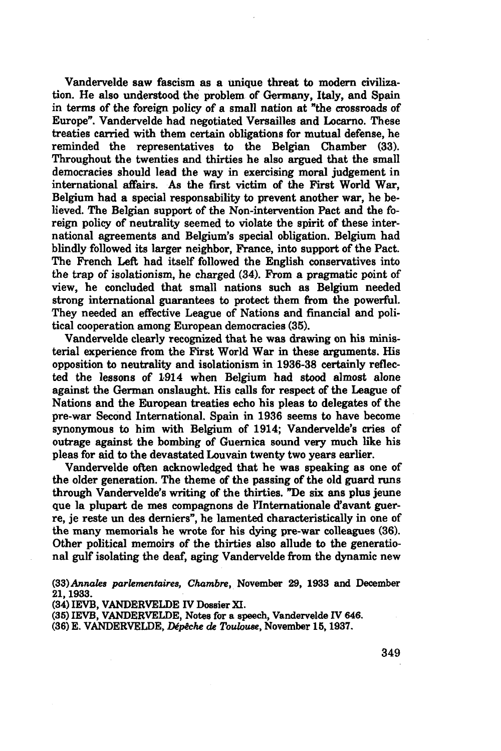Vandervelde saw fascism as a unique threat to modern civilization. He also understood the problem of Germany, Italy, and Spain in terms of the foreign policy of a small nation at "the crossroads of Europe". Vandervelde had negotiated Versailles and Locarno. These treaties carried with them certain obligations for mutual defense, he reminded the representatives to the Belgian Chamber (33). Throughout the twenties and thirties he also argued that the small democracies should lead the way in exercising moral judgement in international affairs. As the first victim of the First World War, Belgium had a special responsability to prevent another war, he believed. The Belgian support of the Non-intervention Pact and the foreign policy of neutrality seemed to violate the spirit of these international agreements and Belgium's special obligation. Belgium had blindly followed its larger neighbor, France, into support of the Pact. The French Left had itself followed the English conservatives into the trap of isolationism, he charged (34). From a pragmatic point of view, he concluded that small nations such as Belgium needed strong international guarantees to protect them from the powerful. They needed an effective League of Nations and financial and political cooperation among European democracies (35).

Vandervelde clearly recognized that he was drawing on his ministerial experience from the First World War in these arguments. His opposition to neutrality and isolationism in 1936-38 certainly reflected the lessons of 1914 when Belgium had stood almost alone against the German onslaught. His calls for respect of the League of Nations and the European treaties echo his pleas to delegates of the pre-war Second International. Spain in 1936 seems to have become synonymous to him with Belgium of 1914; Vandervelde's cries of outrage against the bombing of Guernica sound very much like his pleas for aid to the devastated Louvain twenty two years earlier.

Vandervelde often acknowledged that he was speaking as one of the older generation. The theme of the passing of the old guard runs through Vandervelde's writing of the thirties. "De six ans plus jeune que la plupart de mes compagnons de l'Internationale d'avant guerre, je reste un des derniers", he lamented characteristically in one of the many memorials he wrote for his dying pre-war colleagues (36). Other political memoirs of the thirties also allude to the generational gulf isolating the deaf, aging Vandervelde from the dynamic new

(33) *Annales parlementaires, Chambre*, November 29, 1933 and December 21, 1933.

(34) IEVB, VANDERVELDE IV Dossier XI.

(35) IEVB, VANDERVELDE, Notes for a speech, Vandervelde IV 646.

(36) E. VANDERVELDE, *Dépêche de Toulouse*, November 15, 1937.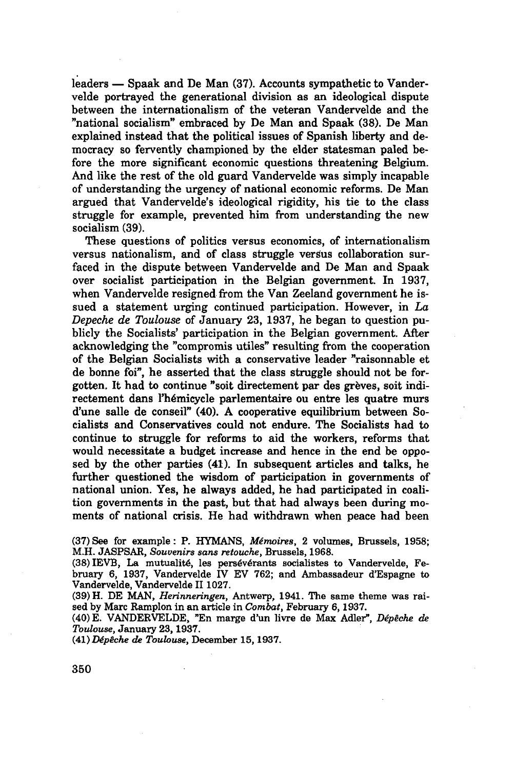leaders — Spaak and De Man (37). Accounts sympathetic to Vandervelde portrayed the generational division as an ideological dispute between the internationalism of the veteran Vandervelde and the "national socialism" embraced by De Man and Spaak (38). De Man explained instead that the political issues of Spanish liberty and democracy so fervently championed by the elder statesman paled before the more significant economic questions threatening Belgium. And like the rest of the old guard Vandervelde was simply incapable of understanding the urgency of national economic reforms. De Man argued that Vandervelde's ideological rigidity, his tie to the class struggle for example, prevented him from understanding the new socialism (39).

These questions of politics versus economics, of internationalism versus nationalism, and of class struggle versus collaboration surfaced in the dispute between Vandervelde and De Man and Spaak over socialist participation in the Belgian government. In 1937, when Vandervelde resigned from the Van Zeeland government he issued a statement urging continued participation. However, in *La Depeche de Toulouse* of January 23, 1937, he began to question publicly the Socialists' participation in the Belgian government. After acknowledging the "compromis utiles" resulting from the cooperation of the Belgian Socialists with a conservative leader "raisonnable et de bonne foi", he asserted that the class struggle should not be forgotten. It had to continue "soit directement par des grèves, soit indirectement dans l'hémicycle parlementaire ou entre les quatre murs d'une salle de conseil" (40). A cooperative equilibrium between Socialists and Conservatives could not endure. The Socialists had to continue to struggle for reforms to aid the workers, reforms that would necessitate a budget increase and hence in the end be opposed by the other parties (41). In subsequent articles and talks, he further questioned the wisdom of participation in governments of national union. Yes, he always added, he had participated in coalition governments in the past, but that had always been during moments of national crisis. He had withdrawn when peace had been

(37) See for example : P. HYMANS, *Mémoires*, 2 volumes, Brussels, 1958; M.H. JASPSAR, *Souvenirs sans retouche*, Brussels, 1968.

(38) IEVB, La mutualité, les persévérants socialistes to Vandervelde, February 6, 1937, Vandervelde IV EV 762; and Ambassadeur d'Espagne to Vandervelde, Vandervelde II 1027.

(39) H. DE MAN, *Herinneringen*, Antwerp, 1941. The same theme was raised by Marc Ramplon in an article in *Combat*, February 6, 1937.

(40) E. VANDERVELDE, "En marge d'un livre de Max Adler", *Dépêche de Toulouse*, January 23, 1937.

(41) *Dépêche de Toulouse*, December 15, 1937.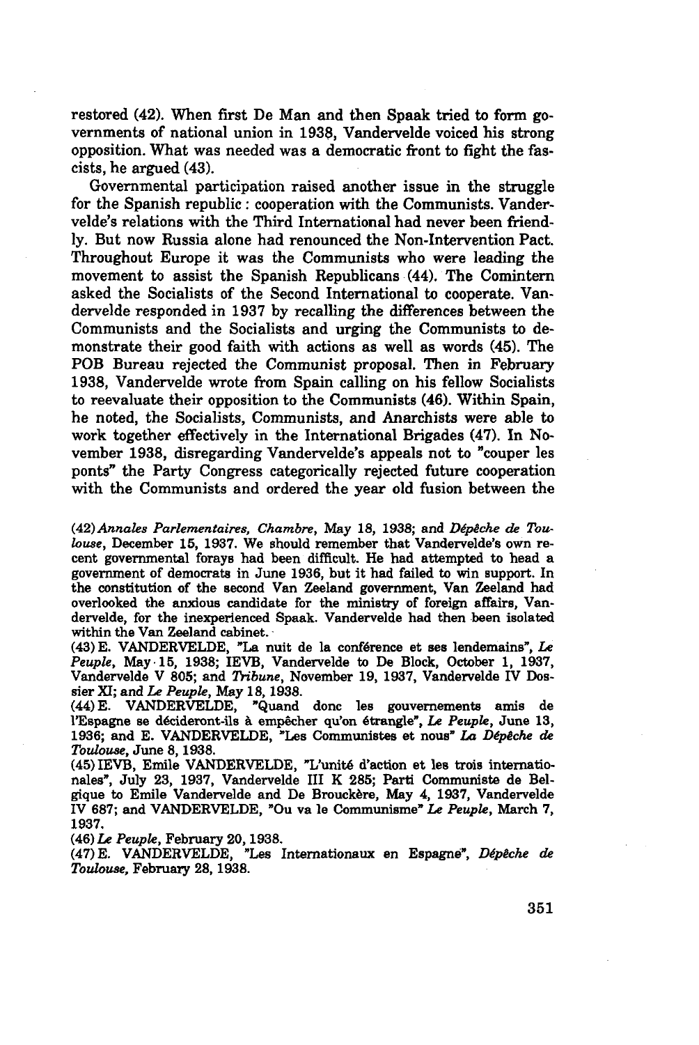restored (42). When first De Man and then Spaak tried to form governments of national union in 1938, Vandervelde voiced his strong opposition. What was needed was a democratic front to fight the fascists, he argued (43).

Governmental participation raised another issue in the struggle for the Spanish republic : cooperation with the Communists. Vandervelde's relations with the Third International had never been friendly. But now Russia alone had renounced the Non-Intervention Pact. Throughout Europe it was the Communists who were leading the movement to assist the Spanish Republicans (44). The Comintern asked the Socialists of the Second International to cooperate. Vandervelde responded in 1937 by recalling the differences between the Communists and the Socialists and urging the Communists to demonstrate their good faith with actions as well as words (45). The POB Bureau rejected the Communist proposal. Then in February 1938, Vandervelde wrote from Spain calling on his fellow Socialists to reevaluate their opposition to the Communists (46). Within Spain, he noted, the Socialists, Communists, and Anarchists were able to work together effectively in the International Brigades (47). In November 1938, disregarding Vandervelde's appeals not to "couper les ponts" the Party Congress categorically rejected future cooperation with the Communists and ordered the year old fusion between the

(42) *Annales Parlementaires, Chambre*, May 18, 1938; and *Dépêche de Toulouse*, December 15, 1937. We should remember that Vandervelde's own recent governmental forays had been difficult. He had attempted to head a government of democrats in June 1936, but it had failed to win support. In the constitution of the second Van Zeeland government, Van Zeeland had overlooked the anxious candidate for the ministry of foreign affairs, Vandervelde, for the inexperienced Spaak. Vandervelde had then been isolated within the Van Zeeland cabinet.

(43) E. VANDERVELDE, "La nuit de la conférence et ses lendemains", *Le Peuple*, May 15, 1938; IEVB, Vandervelde to De Block, October 1, 1937, Vandervelde V 805; and *Tribune*, November 19, 1937, Vandervelde IV Dossier XI; and *Le Peuple*, May 18, 1938.

(44) E. VANDERVELDE, "Quand donc les gouvernements amis de l'Espagne se décideront-ils à empêcher qu'on étrangle", *Le Peuple*, June 13, 1936; and E. VANDERVELDE, "Les Communistes et nous" *La Dépêche de Toulouse*, June 8, 1938.

(45) IEVB, Emile VANDERVELDE, "L'unité d'action et les trois internationales", July 23, 1937, Vandervelde III K 285; Parti Communiste de Belgique to Emile Vandervelde and De Brouckère, May 4, 1937, Vandervelde IV 687; and VANDERVELDE, "Ou va le Communisme" *Le Peuple*, March 7, 1937.

(46) *Le Peuple*, February 20, 1938.

(47) E. VANDERVELDE, "Les Internationaux en Espagne", *Dépêche de Toulouse*, February 28, 1938.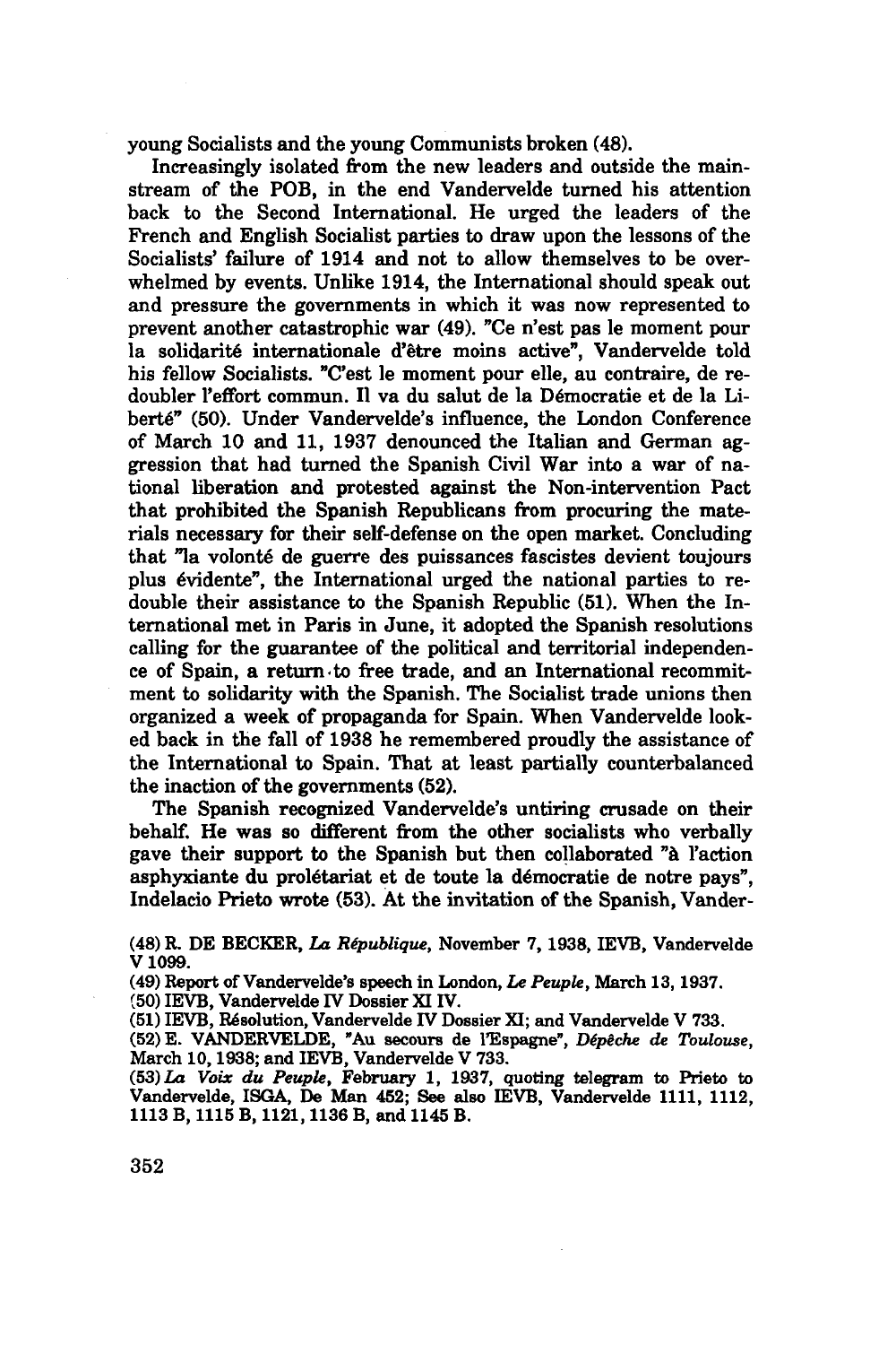young Socialists and the young Communists broken (48).

Increasingly isolated from the new leaders and outside the mainstream of the POB, in the end Vandervelde turned his attention back to the Second International. He urged the leaders of the French and English Socialist parties to draw upon the lessons of the Socialists' failure of 1914 and not to allow themselves to be overwhelmed by events. Unlike 1914, the International should speak out and pressure the governments in which it was now represented to prevent another catastrophic war (49). "Ce n'est pas le moment pour la solidarité internationale d'être moins active", Vandervelde told his fellow Socialists. "C'est le moment pour elle, au contraire, de redoubler l'effort commun. Il va du salut de la Démocratie et de la Liberté" (50). Under Vandervelde's influence, the London Conference of March 10 and 11, 1937 denounced the Italian and German aggression that had turned the Spanish Civil War into a war of national liberation and protested against the Non-intervention Pact that prohibited the Spanish Republicans from procuring the materials necessary for their self-defense on the open market. Concluding that "la volonté de guerre des puissances fascistes devient toujours plus évidente", the International urged the national parties to redouble their assistance to the Spanish Republic (51). When the International met in Paris in June, it adopted the Spanish resolutions calling for the guarantee of the political and territorial independence of Spain, a return to free trade, and an International recommitment to solidarity with the Spanish. The Socialist trade unions then organized a week of propaganda for Spain. When Vandervelde looked back in the fall of 1938 he remembered proudly the assistance of the International to Spain. That at least partially counterbalanced the inaction of the governments (52).

The Spanish recognized Vandervelde's untiring crusade on their behalf. He was so different from the other socialists who verbally gave their support to the Spanish but then collaborated "à l'action asphyxiante du prolétariat et de toute la démocratie de notre pays", Indelacio Prieto wrote (53). At the invitation of the Spanish, Vander-

(48) R. DE BECKER, *La République*, November 7, 1938, IEVB, Vandervelde V 1099.

(49) Report of Vandervelde's speech in London, *Le Peuple*, March 13, 1937.

(50) IEVB, Vandervelde IV Dossier XI IV.

(51) IEVB, Résolution, Vandervelde IV Dossier XI; and Vandervelde V 733.

(52) E. VANDERVELDE, "Au secours de l'Espagne", *Dépêche de Toulouse*, March 10, 1938; and IEVB, Vandervelde V 733.

(53) *La Voix du Peuple*, February 1, 1937, quoting telegram to Prieto to Vandervelde, ISGA, De Man 452; See also IEVB, Vandervelde 1111, 1112, 1113 B, 1115 B, 1121, 1136 B, and 1145 B.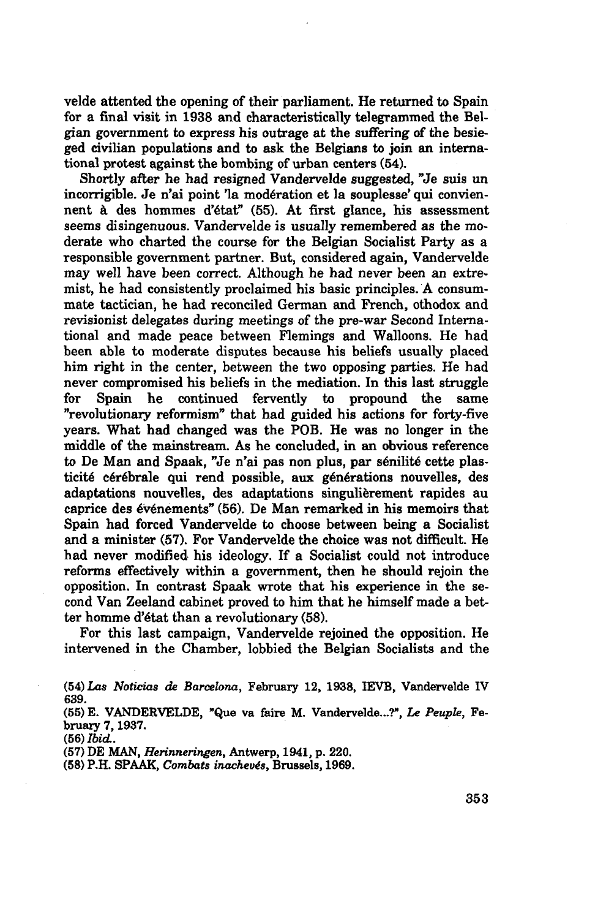velde attented the opening of their parliament. He returned to Spain for a final visit in 1938 and characteristically telegrammed the Belgian government to express his outrage at the suffering of the besieged civilian populations and to ask the Belgians to join an international protest against the bombing of urban centers (54).

Shortly after he had resigned Vandervelde suggested, "Je suis un incorrigible. Je n'ai point 'la modération et la souplesse' qui conviennent à des hommes d'état" (55). At first glance, his assessment seems disingenuous. Vandervelde is usually remembered as the moderate who charted the course for the Belgian Socialist Party as a responsible government partner. But, considered again, Vandervelde may well have been correct. Although he had never been an extremist, he had consistently proclaimed his basic principles. A consummate tactician, he had reconciled German and French, othodox and revisionist delegates during meetings of the pre-war Second International and made peace between Flemings and Walloons. He had been able to moderate disputes because his beliefs usually placed him right in the center, between the two opposing parties. He had never compromised his beliefs in the mediation. In this last struggle for Spain he continued fervently to propound the same "revolutionary reformism" that had guided his actions for forty-five years. What had changed was the POB. He was no longer in the middle of the mainstream. As he concluded, in an obvious reference to De Man and Spaak, "Je n'ai pas non plus, par sénilité cette plasticité cérébrale qui rend possible, aux générations nouvelles, des adaptations nouvelles, des adaptations singulièrement rapides au caprice des événements" (56). De Man remarked in his memoirs that Spain had forced Vandervelde to choose between being a Socialist and a minister (57). For Vandervelde the choice was not difficult. He had never modified his ideology. If a Socialist could not introduce reforms effectively within a government, then he should rejoin the opposition. In contrast Spaak wrote that his experience in the second Van Zeeland cabinet proved to him that he himself made a better homme d'état than a revolutionary (58).

For this last campaign, Vandervelde rejoined the opposition. He intervened in the Chamber, lobbied the Belgian Socialists and the

(54) *Las Noticias de Barcelona*, February 12, 1938, IEVB, Vandervelde IV 639.

(55) E. VANDERVELDE, "Que va faire M. Vandervelde...?", *Le Peuple*, February 7, 1937.

(56) *Ibid.*.

(57) DE MAN, *Herinneringen*, Antwerp, 1941, p. 220.

(58) P.H. SPAAK, *Combats inachevés*, Brussels, 1969.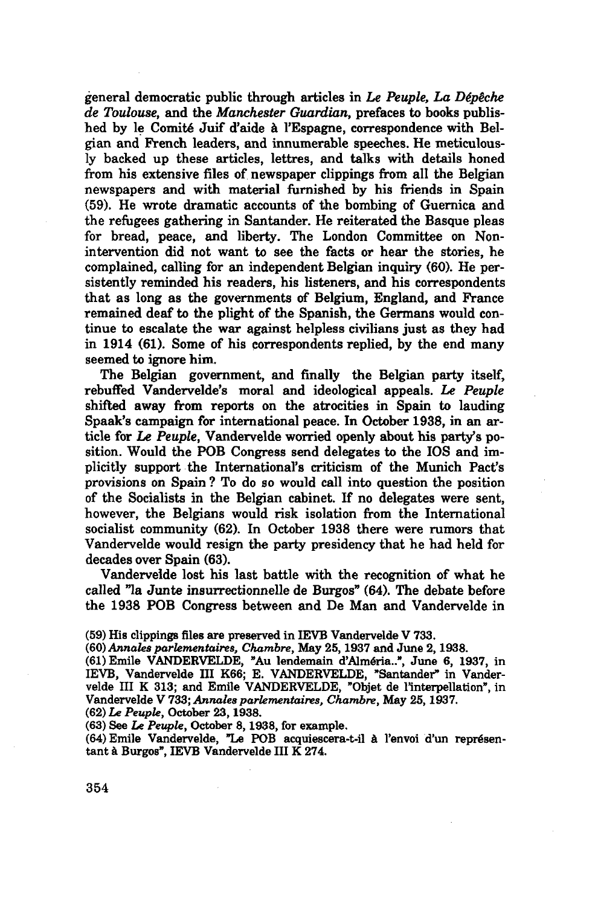general democratic public through articles in *Le Peuple*, *La Dépêche de Toulouse*, and the *Manchester Guardian*, prefaces to books published by le Comité Juif d'aide à l'Espagne, correspondence with Belgian and French leaders, and innumerable speeches. He meticulously backed up these articles, lettres, and talks with details honed from his extensive files of newspaper clippings from all the Belgian newspapers and with material furnished by his friends in Spain (59). He wrote dramatic accounts of the bombing of Guernica and the refugees gathering in Santander. He reiterated the Basque pleas for bread, peace, and liberty. The London Committee on Non-intervention did not want to see the facts or hear the stories, he complained, calling for an independent Belgian inquiry (60). He persistently reminded his readers, his listeners, and his correspondents that as long as the governments of Belgium, England, and France remained deaf to the plight of the Spanish, the Germans would continue to escalate the war against helpless civilians just as they had in 1914 (61). Some of his correspondents replied, by the end many seemed to ignore him.

The Belgian government, and finally the Belgian party itself, rebuffed Vandervelde's moral and ideological appeals. *Le Peuple* shifted away from reports on the atrocities in Spain to lauding Spaak's campaign for international peace. In October 1938, in an article for *Le Peuple*, Vandervelde worried openly about his party's position. Would the POB Congress send delegates to the IOS and implicitly support the International's criticism of the Munich Pact's provisions on Spain ? To do so would call into question the position of the Socialists in the Belgian cabinet. If no delegates were sent, however, the Belgians would risk isolation from the International socialist community (62). In October 1938 there were rumors that Vandervelde would resign the party presidency that he had held for decades over Spain (63).

Vandervelde lost his last battle with the recognition of what he called "la Junte insurrectionnelle de Burgos" (64). The debate before the 1938 POB Congress between and De Man and Vandervelde in

(59) His clippings files are preserved in IEVB Vandervelde V 733.

(60) *Annales parlementaires, Chambre*, May 25, 1937 and June 2, 1938.

(61) Emile VANDERVELDE, "Au lendemain d'Alméria..", June 6, 1937, in IEVB, Vandervelde III K66; E. VANDERVELDE, "Santander" in Vandervelde III K 313; and Emile VANDERVELDE, "Objet de l'interpellation", in Vandervelde V 733; *Annales parlementaires, Chambre*, May 25, 1937.

(62) *Le Peuple*, October 23, 1938.

(63) See *Le Peuple*, October 8, 1938, for example.

(64) Emile Vandervelde, "Le POB acquiescera-t-il à l'envoi d'un représentant à Burgos", IEVB Vandervelde III K 274.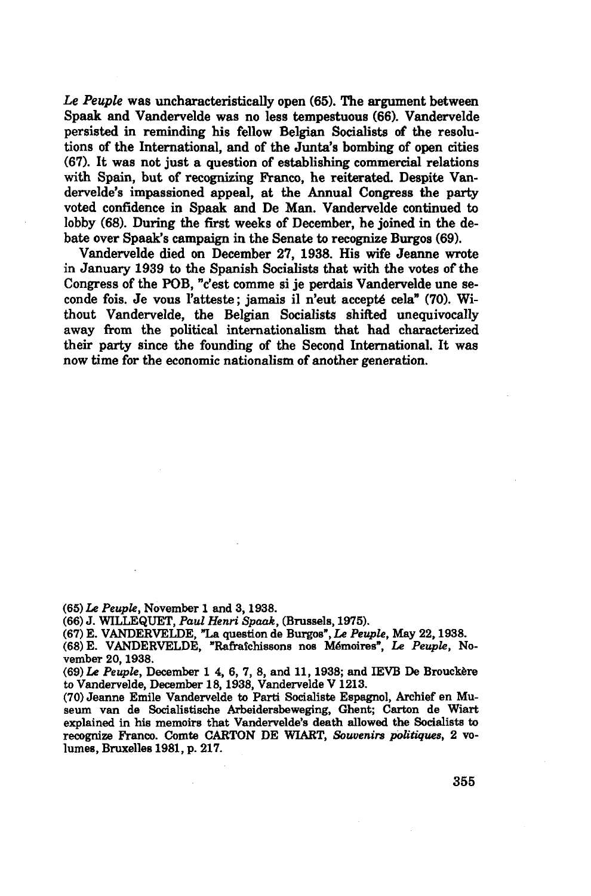*Le Peuple* was uncharacteristically open (65). The argument between Spaak and Vandervelde was no less tempestuous (66). Vandervelde persisted in reminding his fellow Belgian Socialists of the resolutions of the International, and of the Junta's bombing of open cities (67). It was not just a question of establishing commercial relations with Spain, but of recognizing Franco, he reiterated. Despite Vandervelde's impassioned appeal, at the Annual Congress the party voted confidence in Spaak and De Man. Vandervelde continued to lobby (68). During the first weeks of December, he joined in the debate over Spaak's campaign in the Senate to recognize Burgos (69).

Vandervelde died on December 27, 1938. His wife Jeanne wrote in January 1939 to the Spanish Socialists that with the votes of the Congress of the POB, "c'est comme si je perdais Vandervelde une seconde fois. Je vous l'atteste; jamais il n'eut accepté cela" (70). Without Vandervelde, the Belgian Socialists shifted unequivocally away from the political internationalism that had characterized their party since the founding of the Second International. It was now time for the economic nationalism of another generation.

(65) *Le Peuple*, November 1 and 3, 1938.

(66) J. WILLEQUET, *Paul Henri Spaak*, (Brussels, 1975).

(67) E. VANDERVELDE, "La question de Burgos", *Le Peuple*, May 22, 1938.

(68) E. VANDERVELDE, "Rafraîchissons nos Mémoires", *Le Peuple*, November 20, 1938.

(69) *Le Peuple*, December 1 4, 6, 7, 8, and 11, 1938; and IEVB De Brouckère to Vandervelde, December 18, 1938, Vandervelde V 1213.

(70) Jeanne Emile Vandervelde to Parti Socialiste Espagnol, Archief en Museum van de Socialistische Arbeidersbeweging, Ghent; Carton de Wiart explained in his memoirs that Vandervelde's death allowed the Socialists to recognize Franco. Comte CARTON DE WIART, *Souvenirs politiques*, 2 volumes, Bruxelles 1981, p. 217.